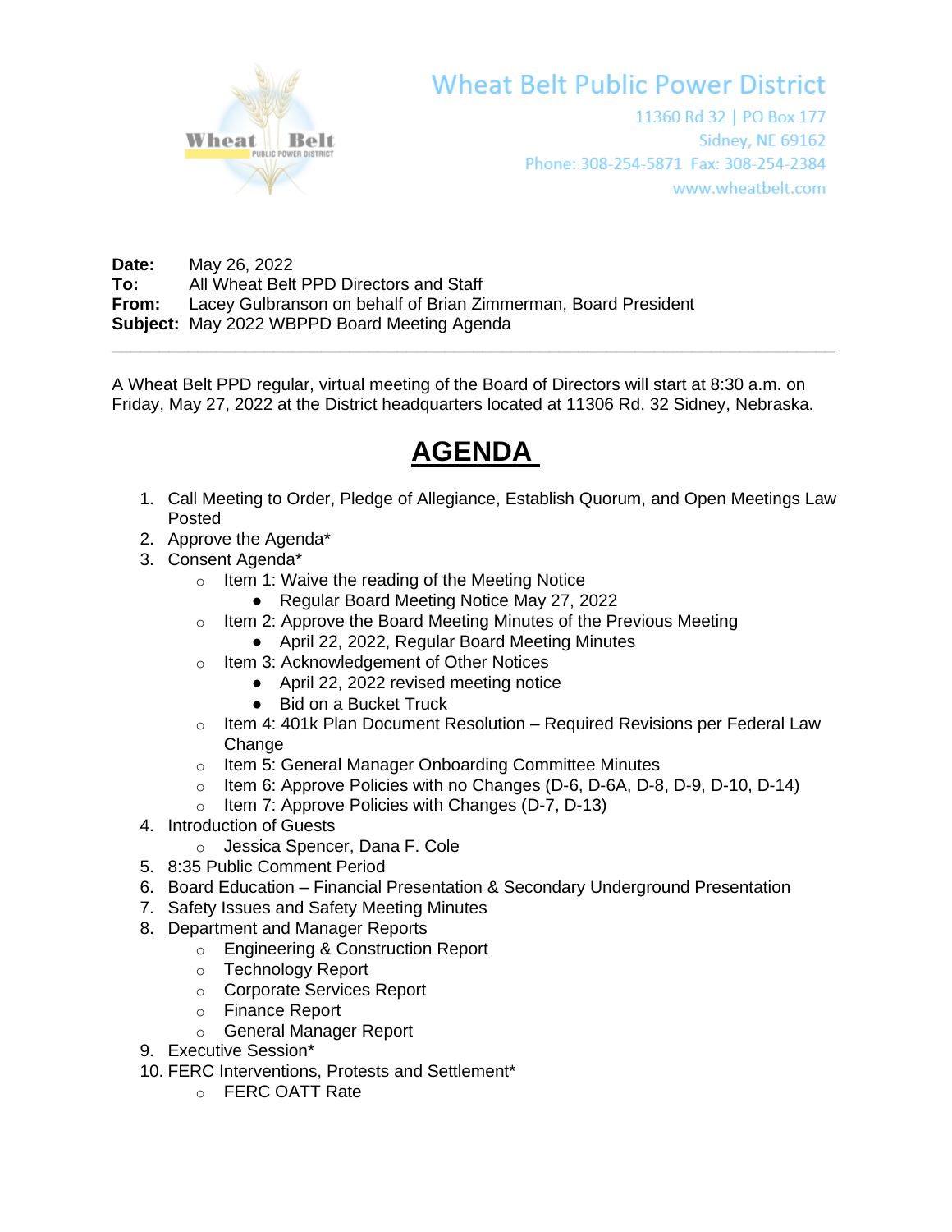# Wheat Belt Public Power District

11360 Rd 32 | PO Box 177
Sidney, NE 69162
Phone: 308-254-5871 Fax: 308-254-2384
www.wheatbelt.com

**Date:** May 26, 2022
**To:** All Wheat Belt PPD Directors and Staff
**From:** Lacey Gulbranson on behalf of Brian Zimmerman, Board President
**Subject:** May 2022 WBPPD Board Meeting Agenda

---

A Wheat Belt PPD regular, virtual meeting of the Board of Directors will start at 8:30 a.m. on Friday, May 27, 2022 at the District headquarters located at 11306 Rd. 32 Sidney, Nebraska.

# AGENDA

1. Call Meeting to Order, Pledge of Allegiance, Establish Quorum, and Open Meetings Law Posted
2. Approve the Agenda*
3. Consent Agenda*
   - Item 1: Waive the reading of the Meeting Notice
     - Regular Board Meeting Notice May 27, 2022
   - Item 2: Approve the Board Meeting Minutes of the Previous Meeting
     - April 22, 2022, Regular Board Meeting Minutes
   - Item 3: Acknowledgement of Other Notices
     - April 22, 2022 revised meeting notice
     - Bid on a Bucket Truck
   - Item 4: 401k Plan Document Resolution – Required Revisions per Federal Law Change
   - Item 5: General Manager Onboarding Committee Minutes
   - Item 6: Approve Policies with no Changes (D-6, D-6A, D-8, D-9, D-10, D-14)
   - Item 7: Approve Policies with Changes (D-7, D-13)
4. Introduction of Guests
   - Jessica Spencer, Dana F. Cole
5. 8:35 Public Comment Period
6. Board Education – Financial Presentation & Secondary Underground Presentation
7. Safety Issues and Safety Meeting Minutes
8. Department and Manager Reports
   - Engineering & Construction Report
   - Technology Report
   - Corporate Services Report
   - Finance Report
   - General Manager Report
9. Executive Session*
10. FERC Interventions, Protests and Settlement*
    - FERC OATT Rate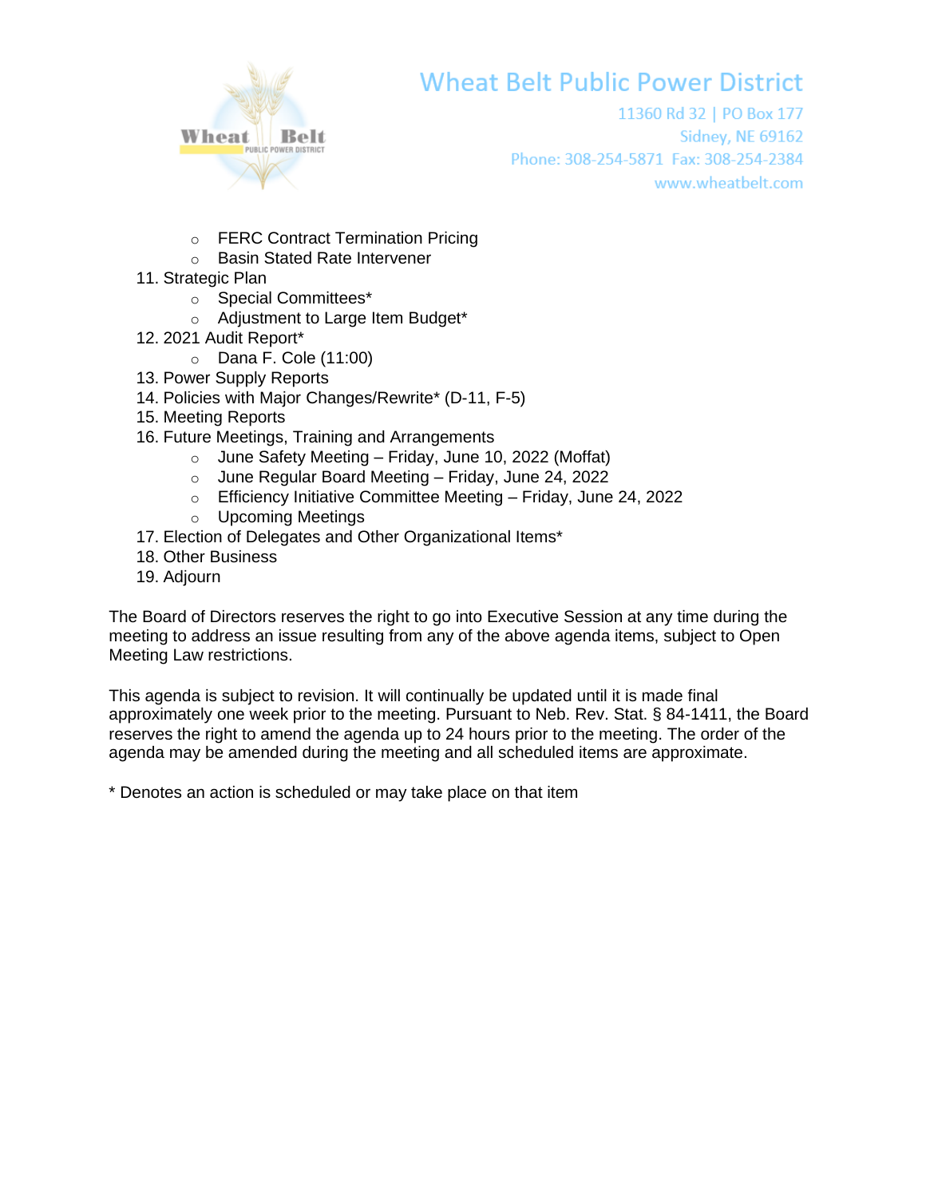- FERC Contract Termination Pricing
- Basin Stated Rate Intervener

11. Strategic Plan
    - Special Committees*
    - Adjustment to Large Item Budget*
12. 2021 Audit Report*
    - Dana F. Cole (11:00)
13. Power Supply Reports
14. Policies with Major Changes/Rewrite* (D-11, F-5)
15. Meeting Reports
16. Future Meetings, Training and Arrangements
    - June Safety Meeting – Friday, June 10, 2022 (Moffat)
    - June Regular Board Meeting – Friday, June 24, 2022
    - Efficiency Initiative Committee Meeting – Friday, June 24, 2022
    - Upcoming Meetings
17. Election of Delegates and Other Organizational Items*
18. Other Business
19. Adjourn

The Board of Directors reserves the right to go into Executive Session at any time during the meeting to address an issue resulting from any of the above agenda items, subject to Open Meeting Law restrictions.

This agenda is subject to revision. It will continually be updated until it is made final approximately one week prior to the meeting. Pursuant to Neb. Rev. Stat. § 84-1411, the Board reserves the right to amend the agenda up to 24 hours prior to the meeting. The order of the agenda may be amended during the meeting and all scheduled items are approximate.

* Denotes an action is scheduled or may take place on that item